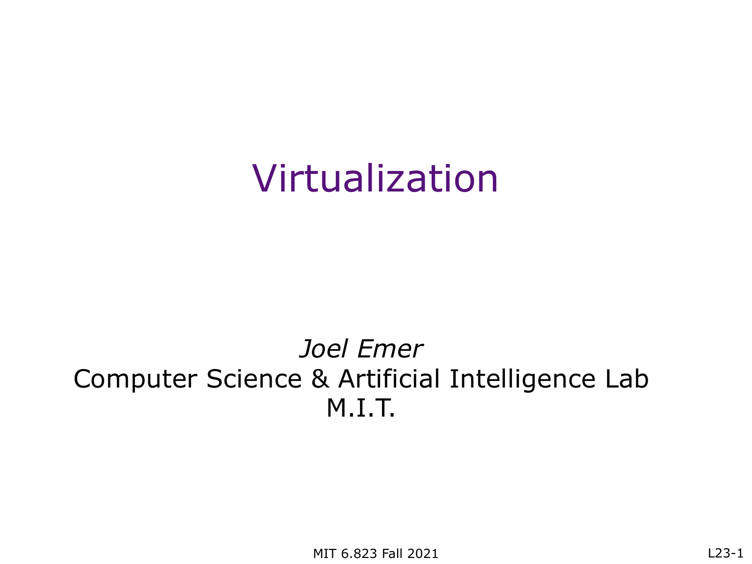# Virtualization

*Joel Emer*
Computer Science & Artificial Intelligence Lab
M.I.T.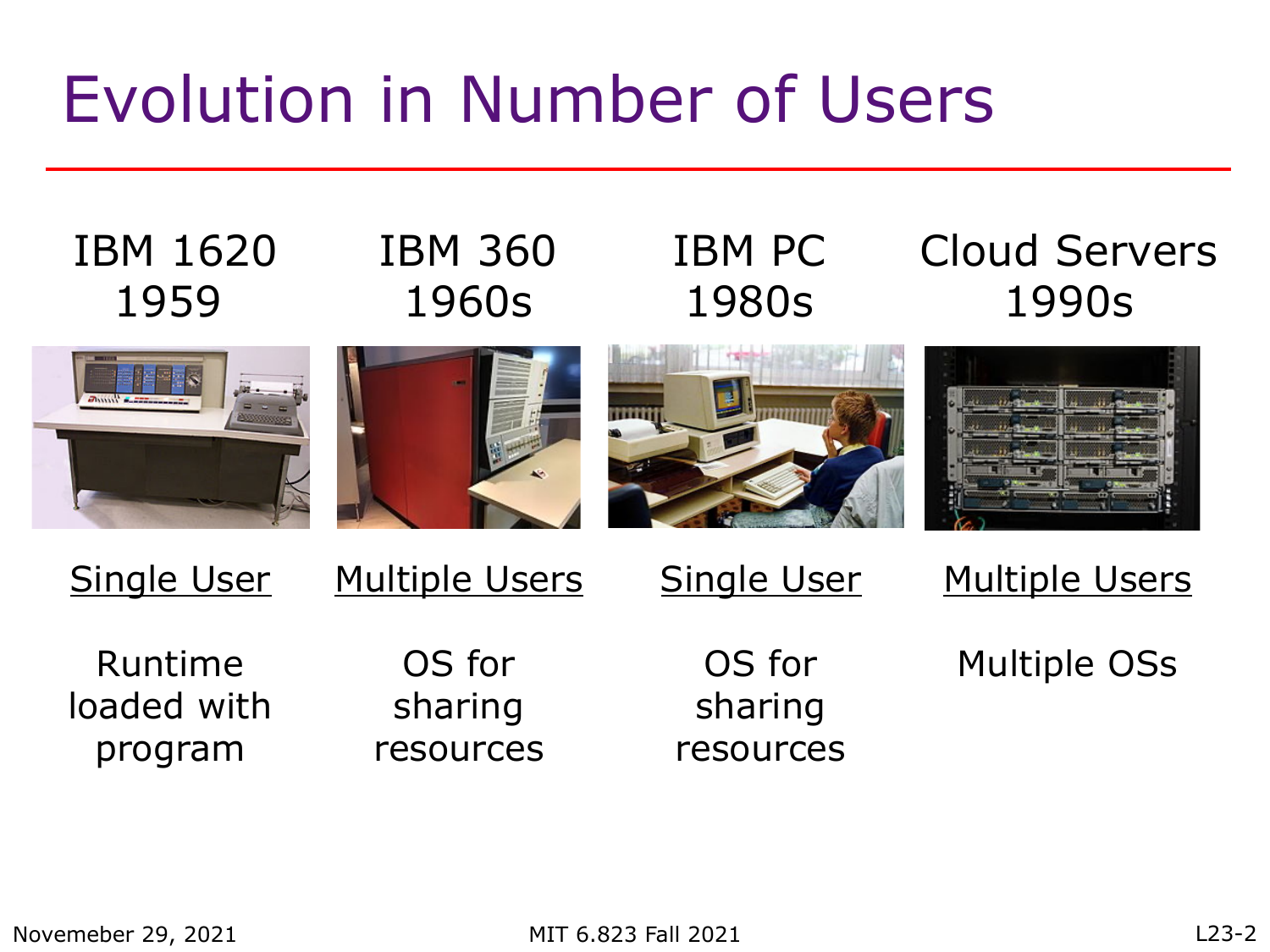# Evolution in Number of Users

| IBM 1620 1959 | IBM 360 1960s | IBM PC 1980s | Cloud Servers 1990s |
|---|---|---|---|
| Single User | Multiple Users | Single User | Multiple Users |
| Runtime loaded with program | OS for sharing resources | OS for sharing resources | Multiple OSs |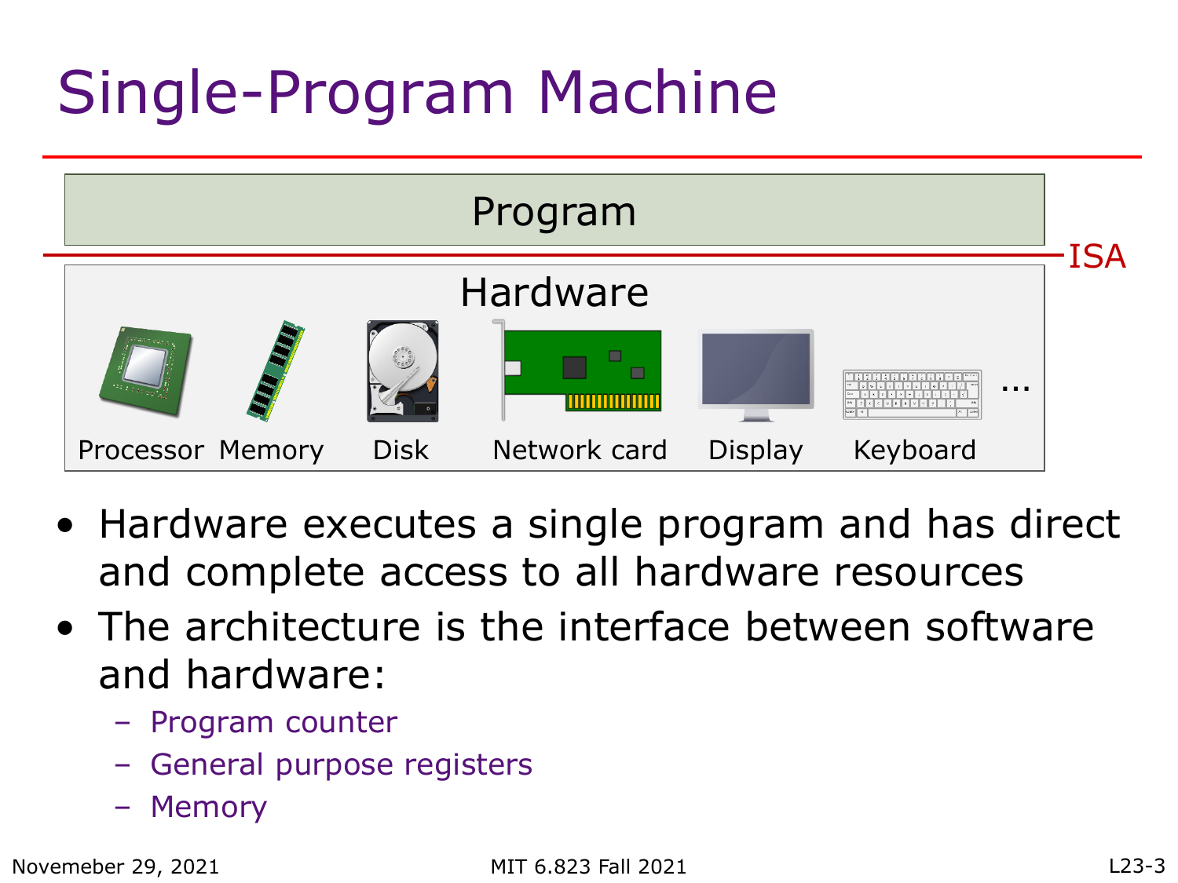# Single-Program Machine

Program

ISA

Hardware

Processor Memory Disk Network card Display Keyboard ...

- Hardware executes a single program and has direct and complete access to all hardware resources
- The architecture is the interface between software and hardware:
  - Program counter
  - General purpose registers
  - Memory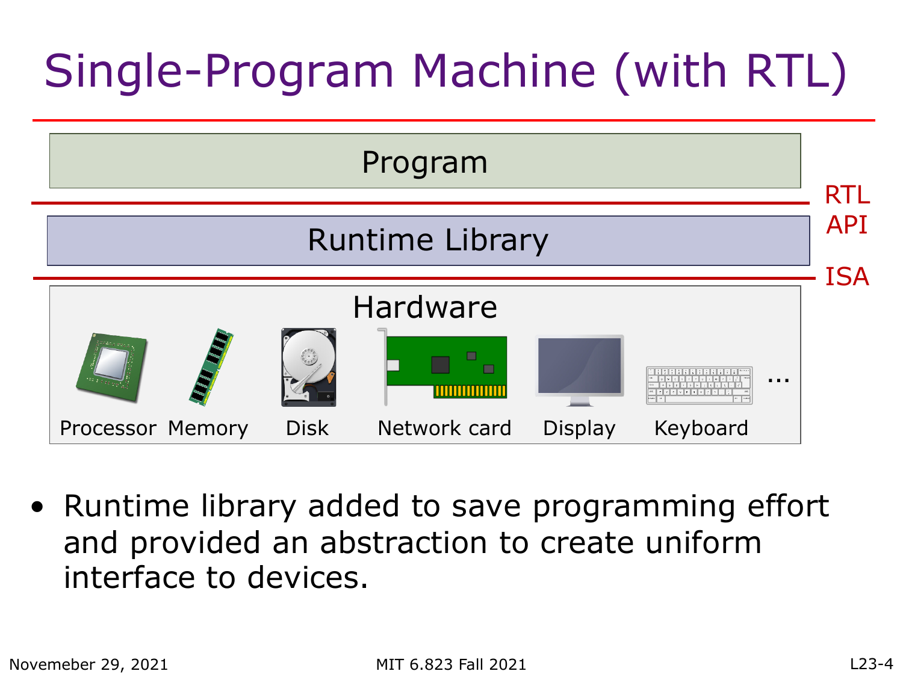# Single-Program Machine (with RTL)

Program

RTL API

Runtime Library

ISA

Hardware

Processor Memory Disk Network card Display Keyboard ...

- Runtime library added to save programming effort and provided an abstraction to create uniform interface to devices.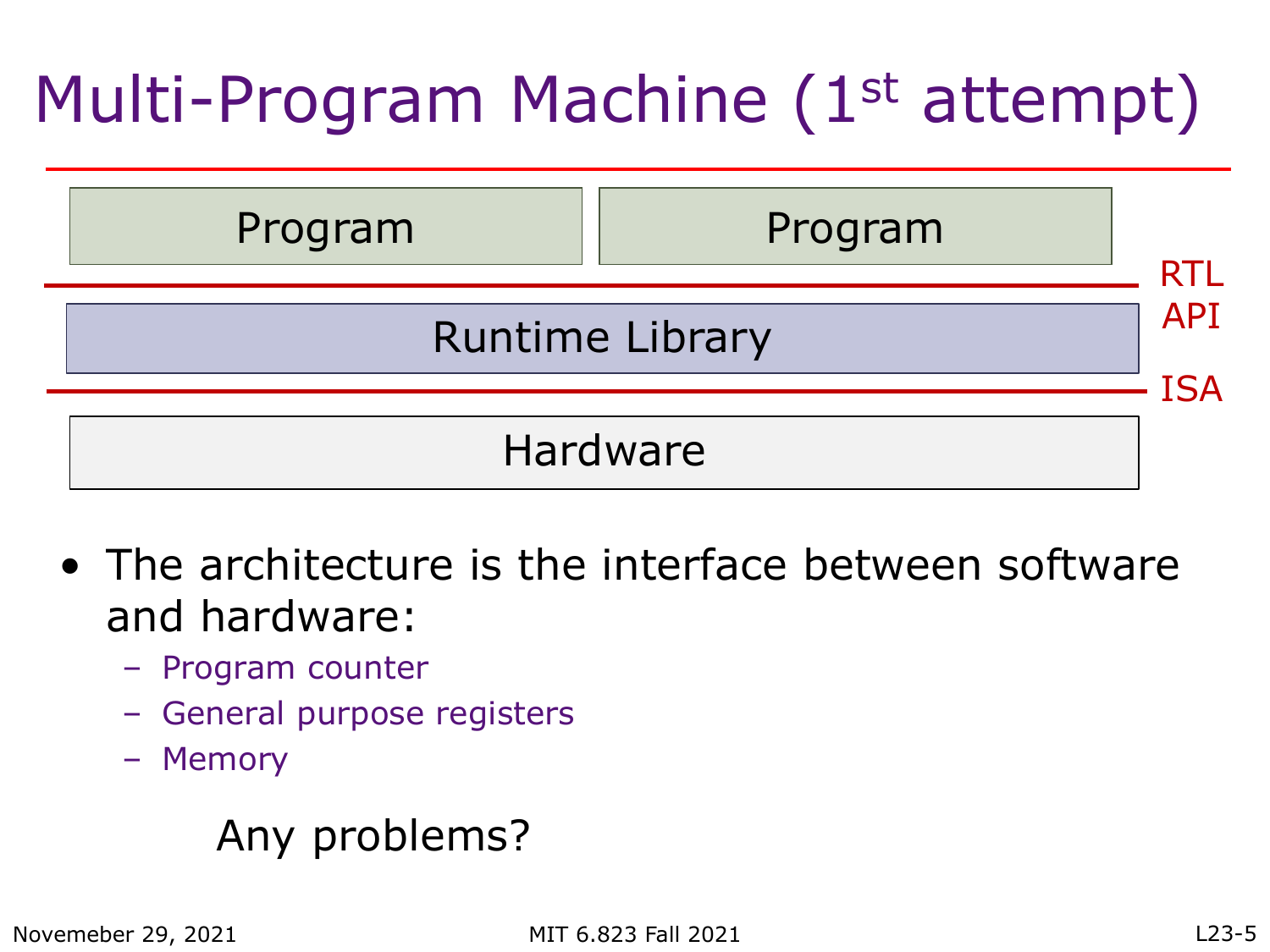# Multi-Program Machine (1st attempt)

Program | Program

RTL API

Runtime Library

ISA

Hardware

- The architecture is the interface between software and hardware:
  - Program counter
  - General purpose registers
  - Memory

Any problems?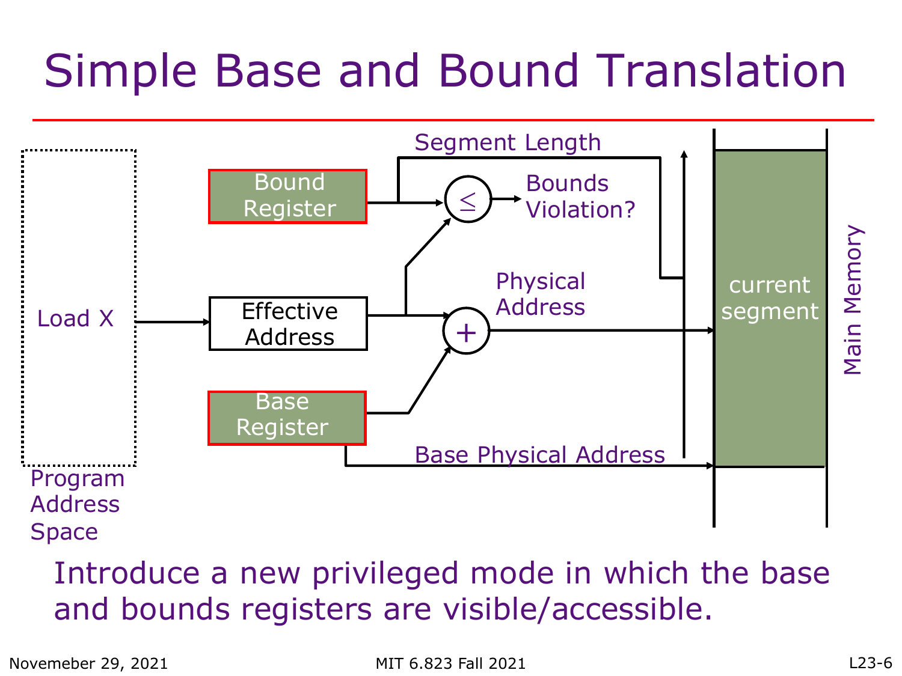# Simple Base and Bound Translation

Segment Length

Bound Register

$\leq$

Bounds Violation?

Load X

Effective Address

$+$

Physical Address

current segment

Main Memory

Base Register

Base Physical Address

Program Address Space

Introduce a new privileged mode in which the base and bounds registers are visible/accessible.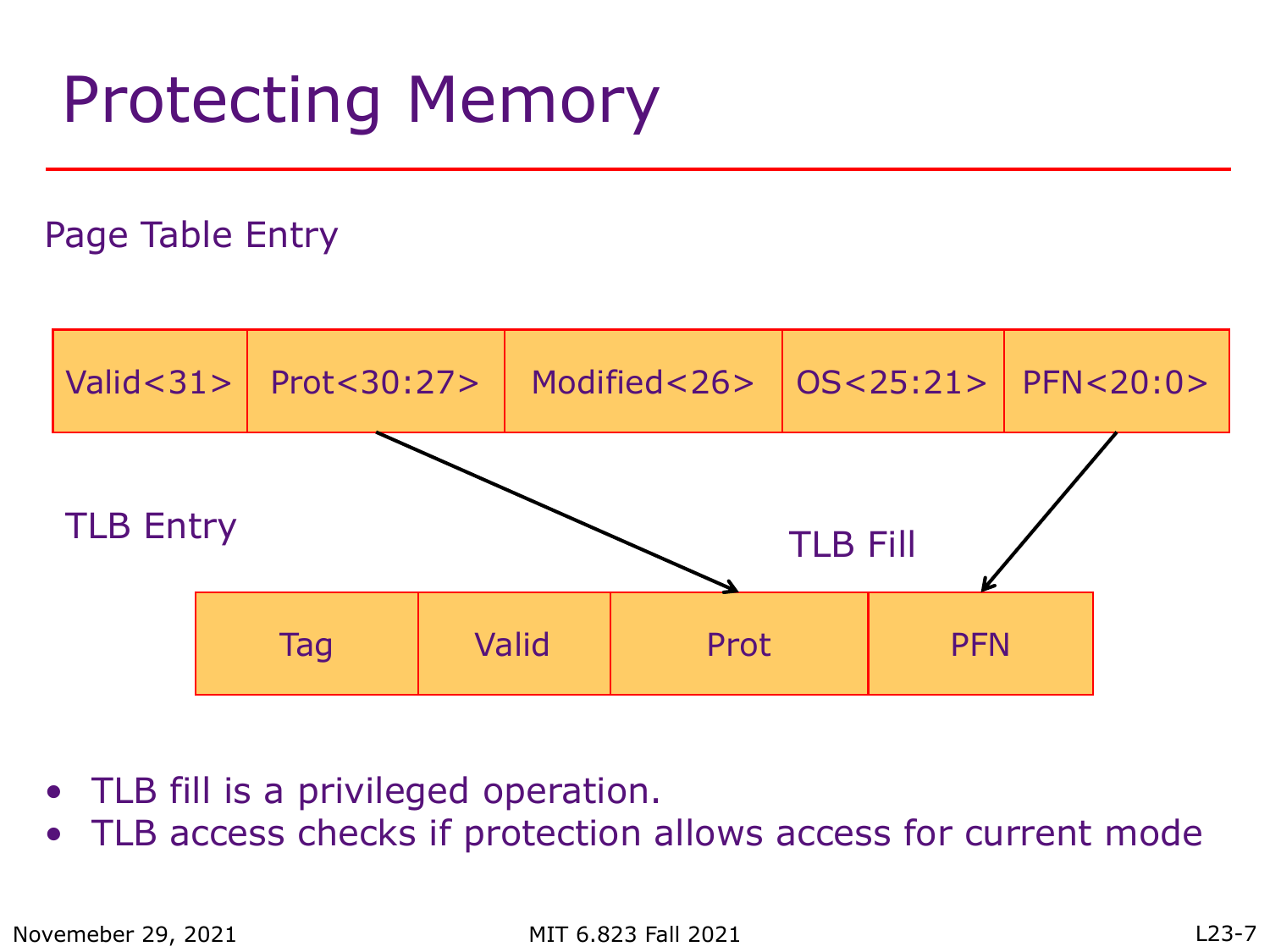# Protecting Memory

Page Table Entry

| Valid<31> | Prot<30:27> | Modified<26> | OS<25:21> | PFN<20:0> |
|---|---|---|---|---|

TLB Entry

TLB Fill

| Tag | Valid | Prot | PFN |
|---|---|---|---|

- TLB fill is a privileged operation.
- TLB access checks if protection allows access for current mode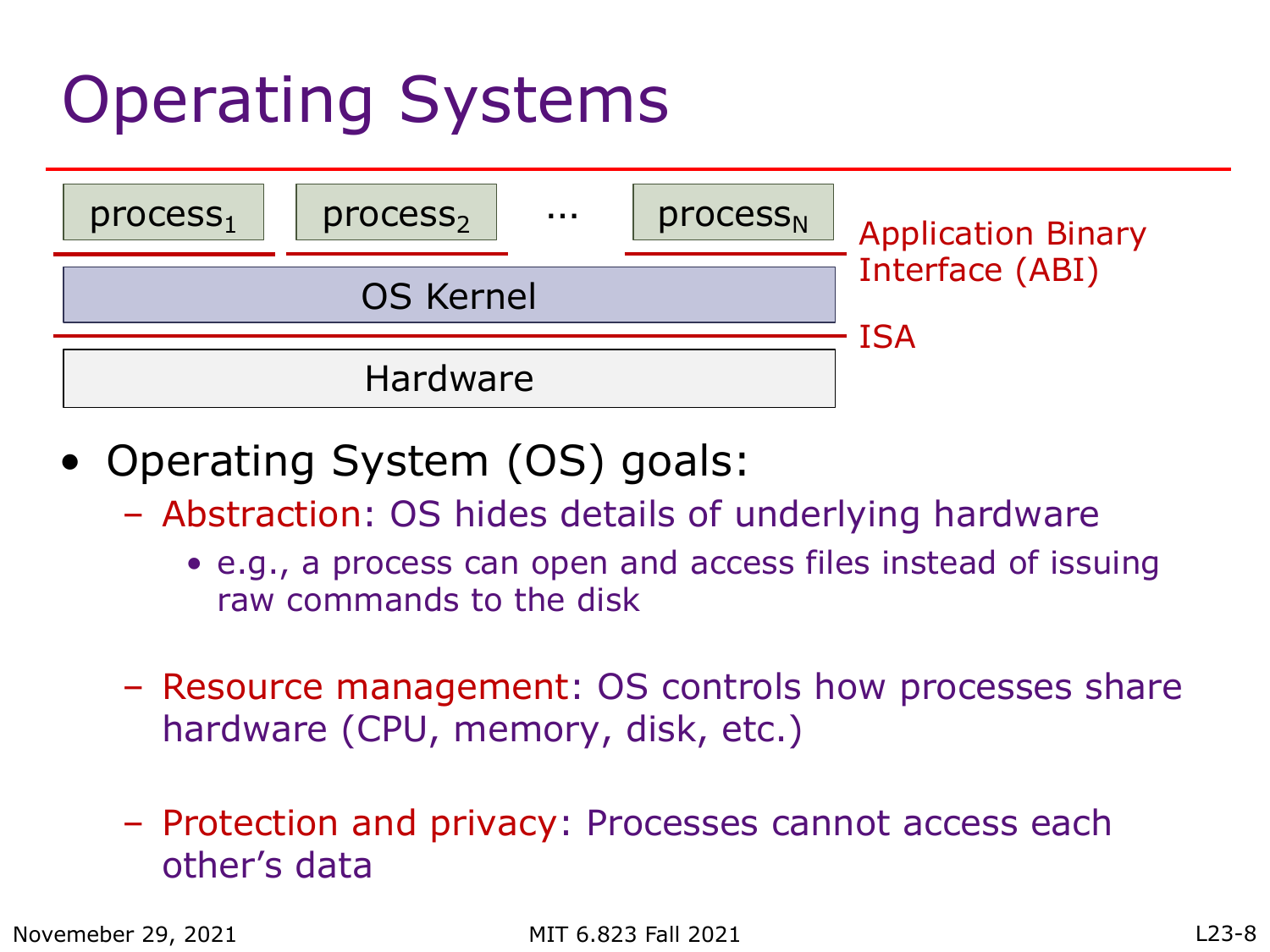# Operating Systems

process$_1$ | process$_2$ | … | process$_N$

Application Binary Interface (ABI)

OS Kernel

ISA

Hardware

- Operating System (OS) goals:
  - Abstraction: OS hides details of underlying hardware
    - e.g., a process can open and access files instead of issuing raw commands to the disk
  - Resource management: OS controls how processes share hardware (CPU, memory, disk, etc.)
  - Protection and privacy: Processes cannot access each other's data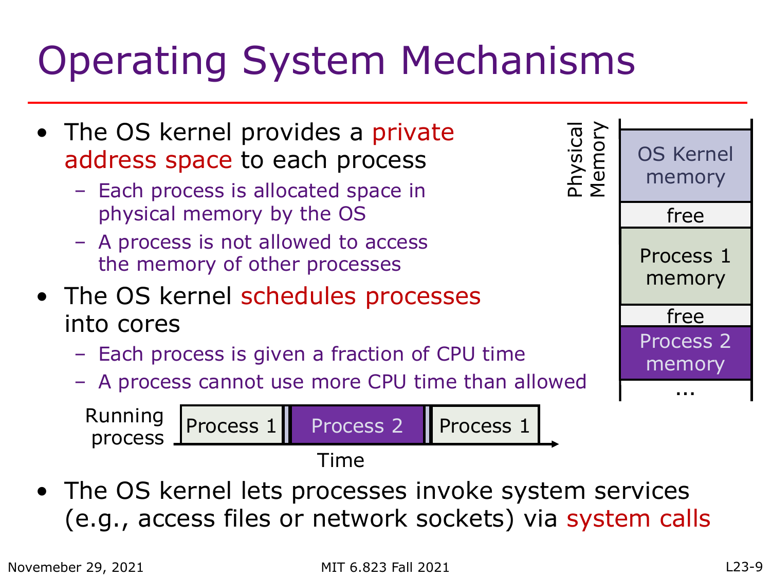# Operating System Mechanisms

- The OS kernel provides a private address space to each process
  - Each process is allocated space in physical memory by the OS
  - A process is not allowed to access the memory of other processes
- The OS kernel schedules processes into cores
  - Each process is given a fraction of CPU time
  - A process cannot use more CPU time than allowed

Physical Memory

| OS Kernel memory |
| --- |
| free |
| Process 1 memory |
| free |
| Process 2 memory |
| ... |

Running process: Process 1 | Process 2 | Process 1

Time

- The OS kernel lets processes invoke system services (e.g., access files or network sockets) via system calls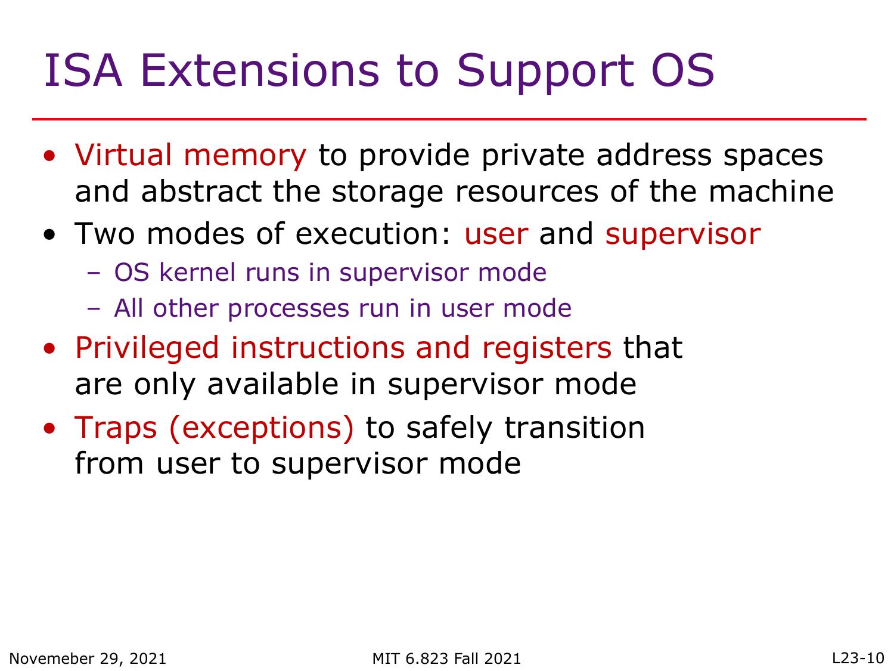# ISA Extensions to Support OS

- Virtual memory to provide private address spaces and abstract the storage resources of the machine
- Two modes of execution: user and supervisor
  - OS kernel runs in supervisor mode
  - All other processes run in user mode
- Privileged instructions and registers that are only available in supervisor mode
- Traps (exceptions) to safely transition from user to supervisor mode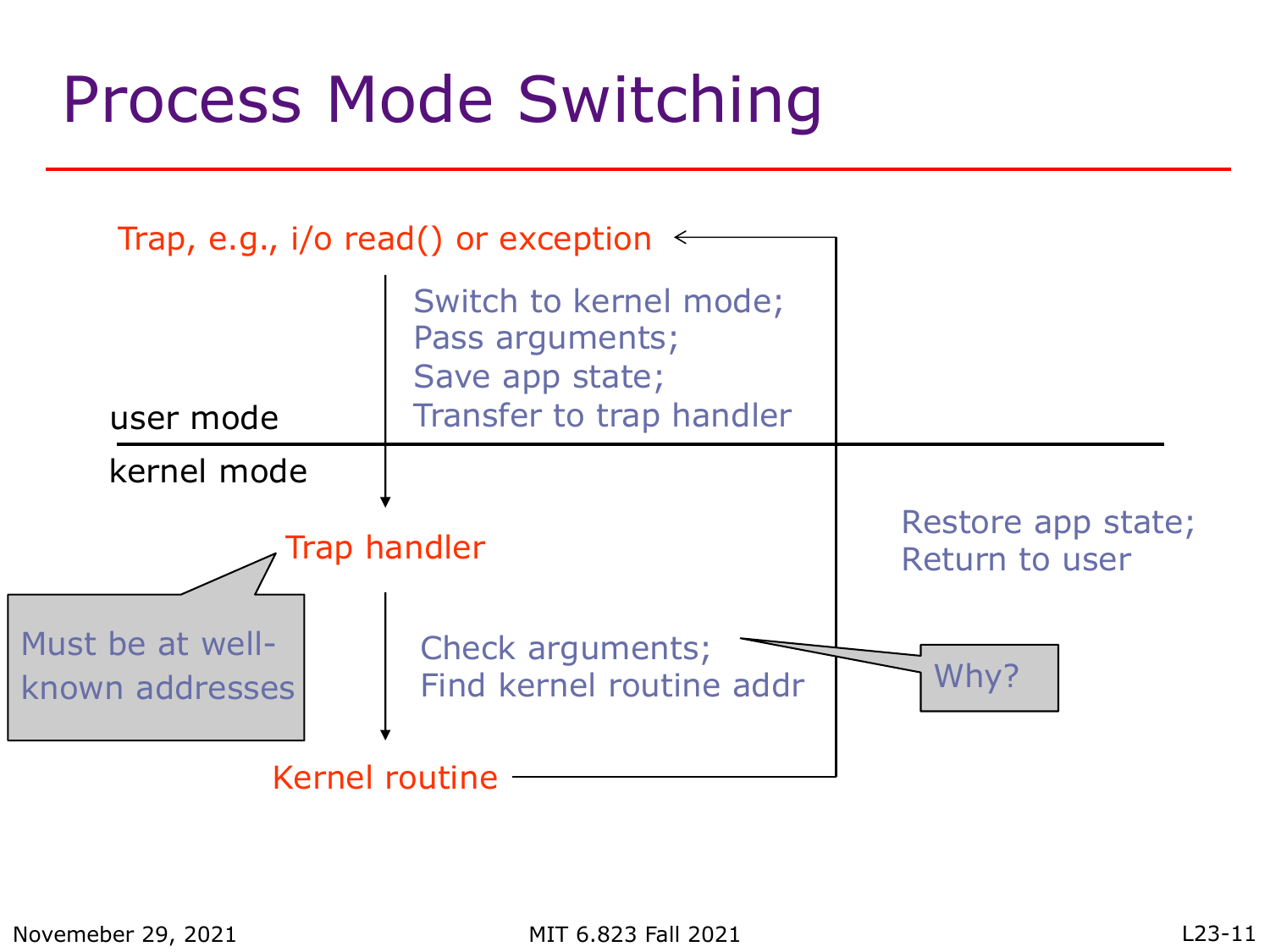# Process Mode Switching

Trap, e.g., i/o read() or exception

Switch to kernel mode;
Pass arguments;
Save app state;
Transfer to trap handler

user mode

kernel mode

Trap handler

Must be at well-known addresses

Check arguments;
Find kernel routine addr

Why?

Kernel routine

Restore app state;
Return to user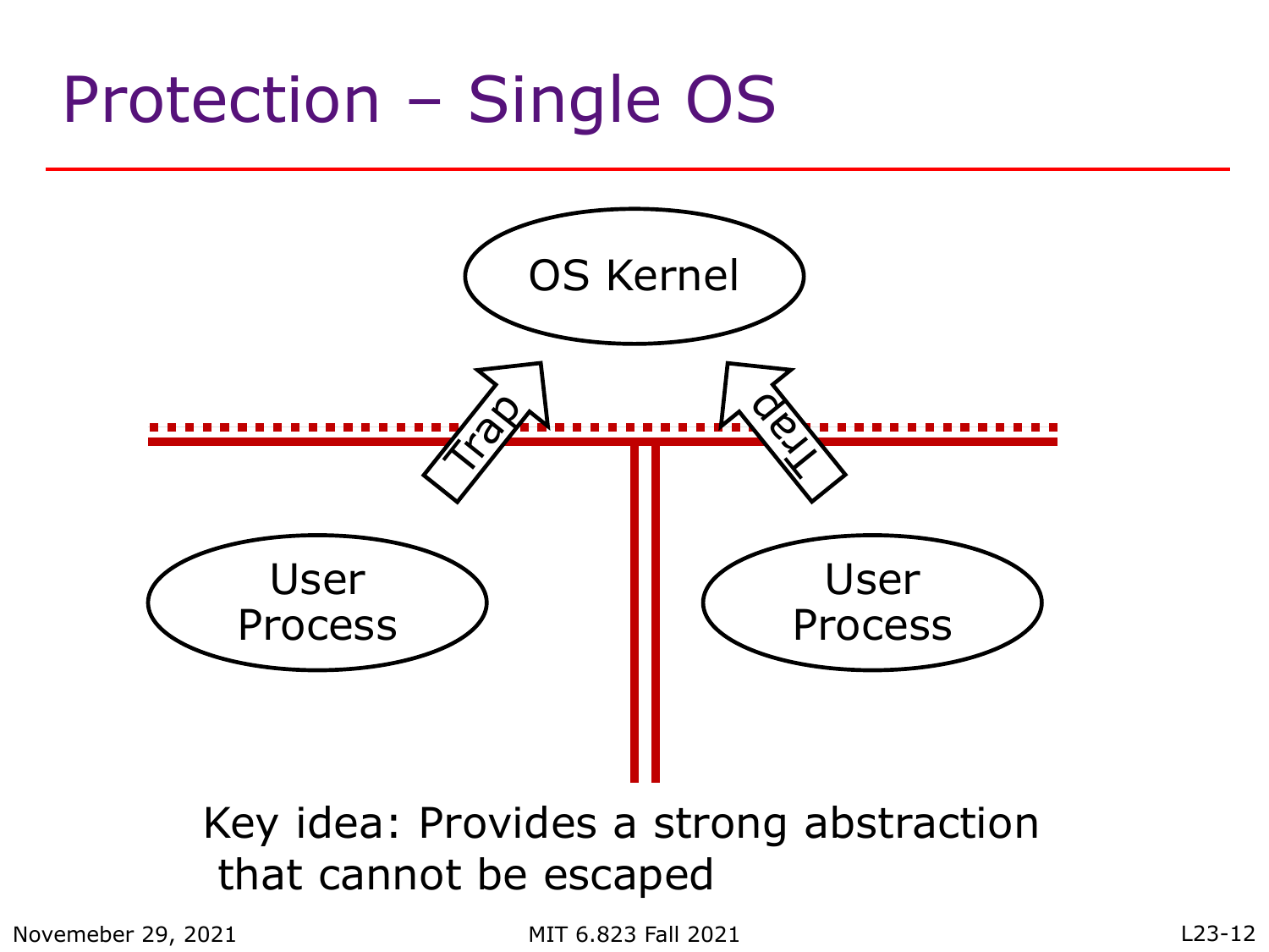# Protection – Single OS

OS Kernel

Trap

Trap

User Process

User Process

Key idea: Provides a strong abstraction that cannot be escaped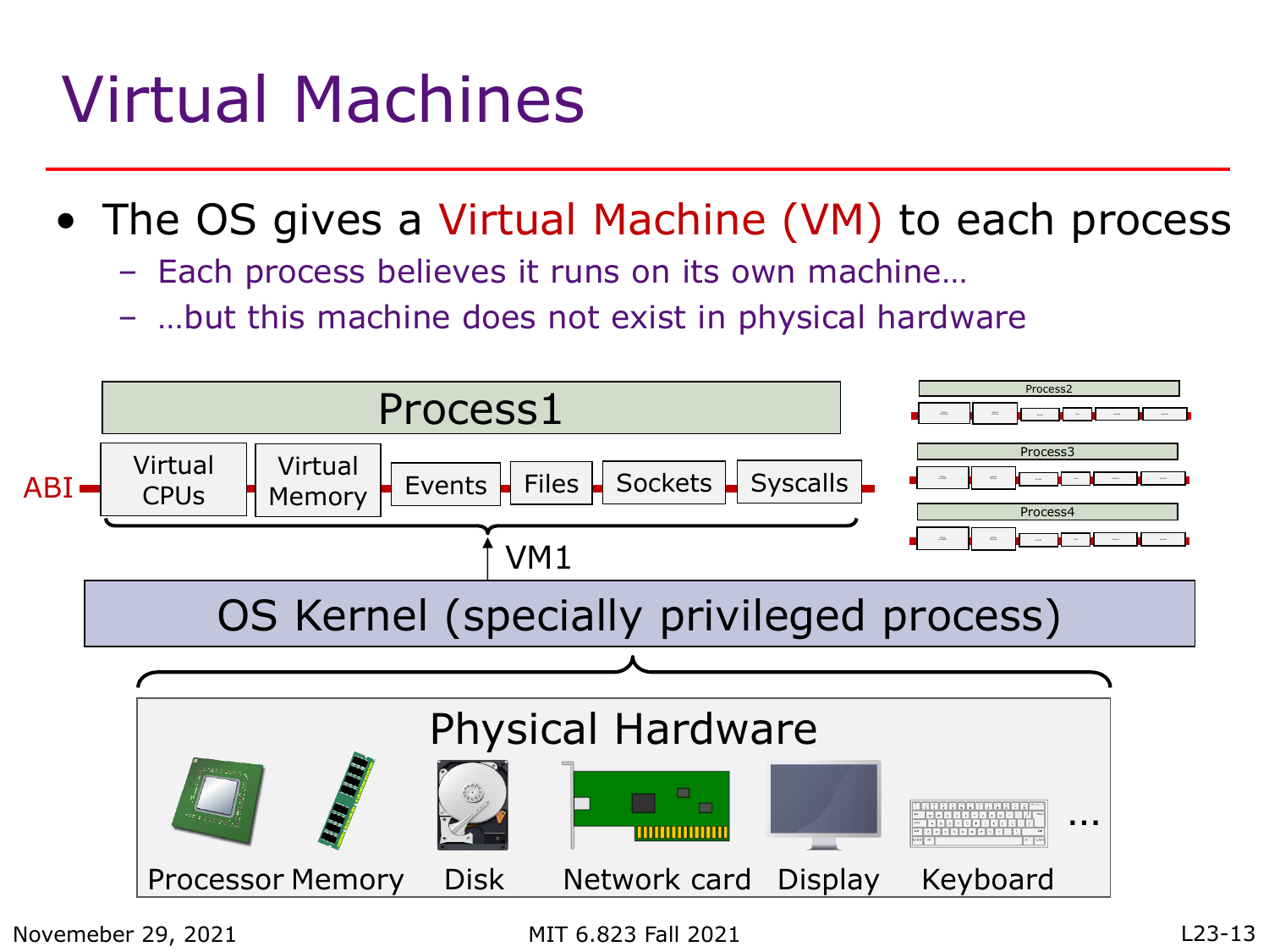# Virtual Machines

- The OS gives a Virtual Machine (VM) to each process
  - Each process believes it runs on its own machine…
  - …but this machine does not exist in physical hardware

Process1

ABI — Virtual CPUs | Virtual Memory | Events | Files | Sockets | Syscalls

VM1

Process2

Process3

Process4

OS Kernel (specially privileged process)

Physical Hardware

Processor, Memory, Disk, Network card, Display, Keyboard, …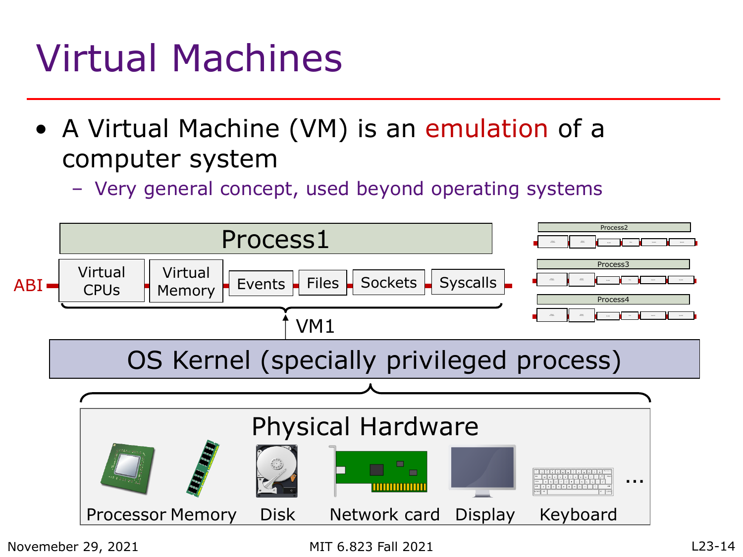# Virtual Machines

- A Virtual Machine (VM) is an emulation of a computer system
  - Very general concept, used beyond operating systems

Process1

ABI

Virtual CPUs | Virtual Memory | Events | Files | Sockets | Syscalls

VM1

Process2

Process3

Process4

OS Kernel (specially privileged process)

Physical Hardware

Processor | Memory | Disk | Network card | Display | Keyboard | ...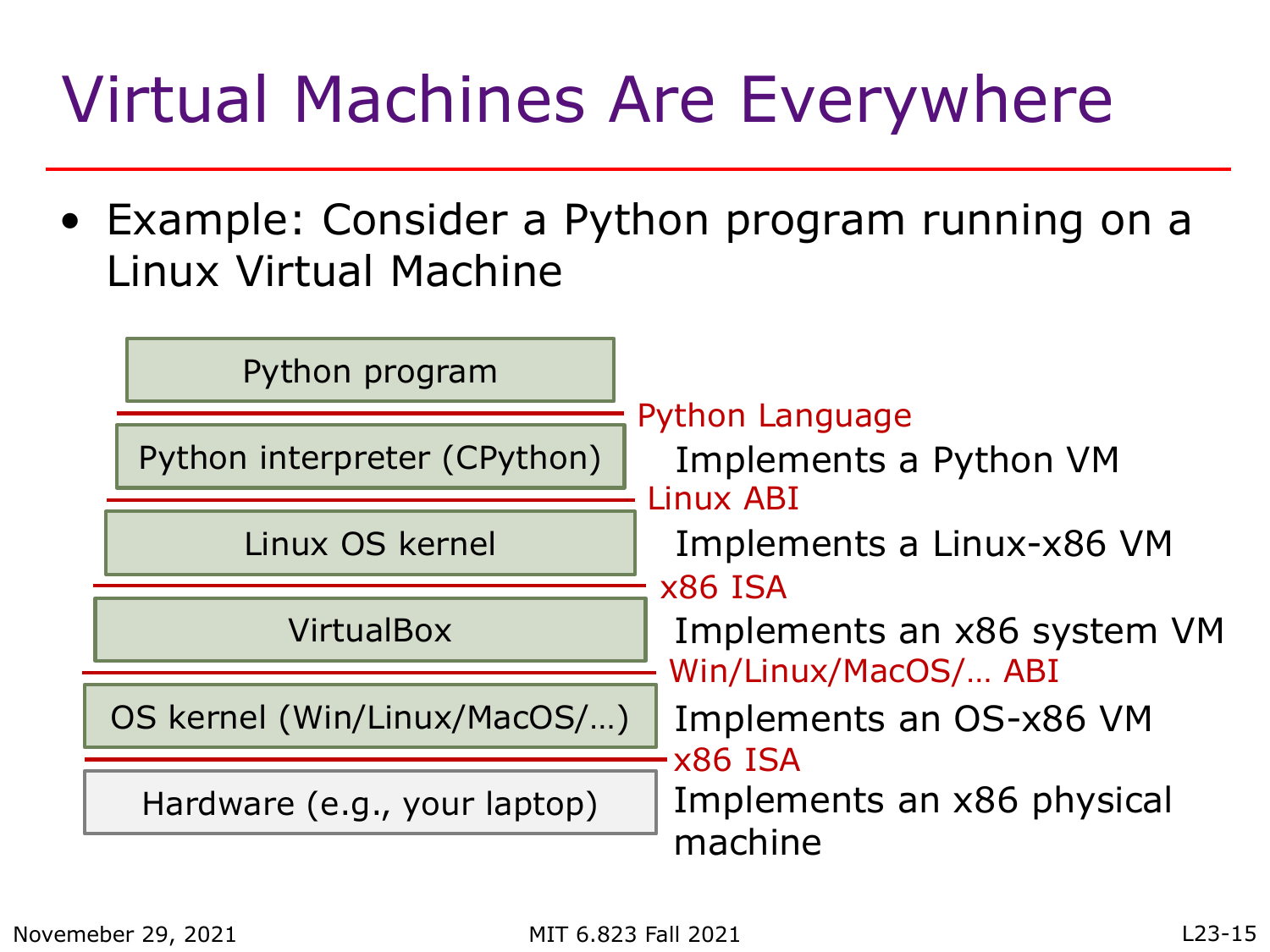# Virtual Machines Are Everywhere

- Example: Consider a Python program running on a Linux Virtual Machine

| Layer | Interface (above layer) | Description |
|---|---|---|
| Python program | | |
| | Python Language | |
| Python interpreter (CPython) | | Implements a Python VM |
| | Linux ABI | |
| Linux OS kernel | | Implements a Linux-x86 VM |
| | x86 ISA | |
| VirtualBox | | Implements an x86 system VM |
| | Win/Linux/MacOS/… ABI | |
| OS kernel (Win/Linux/MacOS/…) | | Implements an OS-x86 VM |
| | x86 ISA | |
| Hardware (e.g., your laptop) | | Implements an x86 physical machine |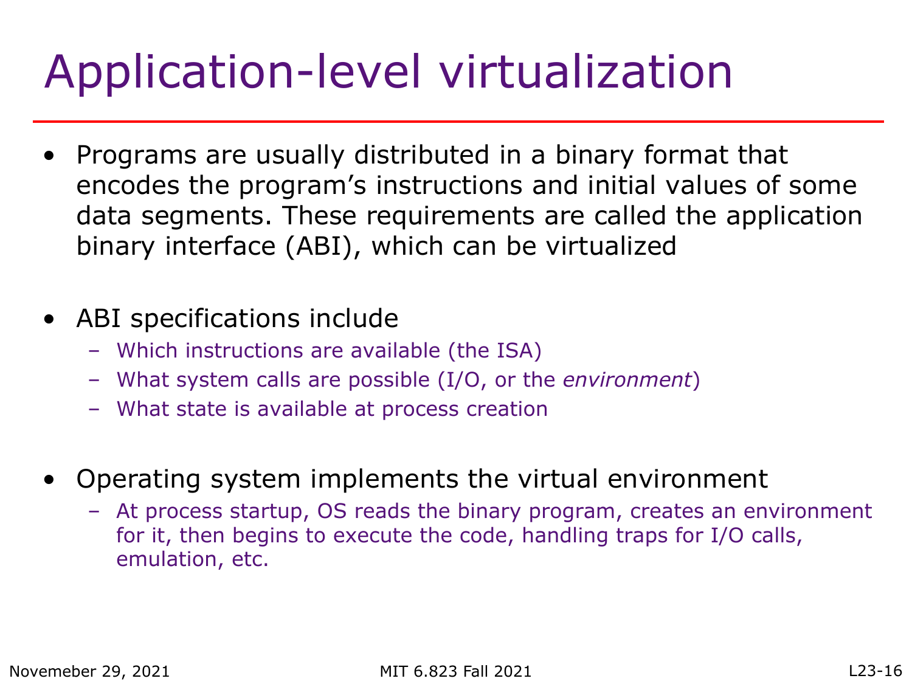# Application-level virtualization

- Programs are usually distributed in a binary format that encodes the program's instructions and initial values of some data segments. These requirements are called the application binary interface (ABI), which can be virtualized

- ABI specifications include
  - Which instructions are available (the ISA)
  - What system calls are possible (I/O, or the *environment*)
  - What state is available at process creation

- Operating system implements the virtual environment
  - At process startup, OS reads the binary program, creates an environment for it, then begins to execute the code, handling traps for I/O calls, emulation, etc.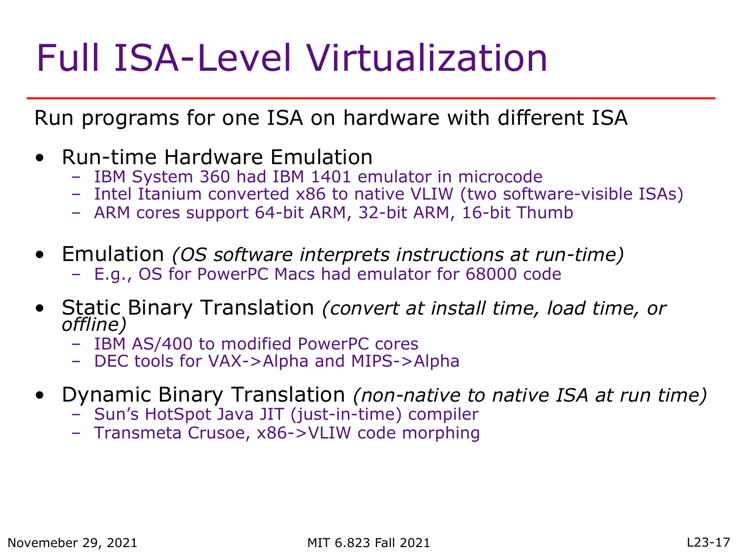# Full ISA-Level Virtualization

Run programs for one ISA on hardware with different ISA

- Run-time Hardware Emulation
  - IBM System 360 had IBM 1401 emulator in microcode
  - Intel Itanium converted x86 to native VLIW (two software-visible ISAs)
  - ARM cores support 64-bit ARM, 32-bit ARM, 16-bit Thumb
- Emulation *(OS software interprets instructions at run-time)*
  - E.g., OS for PowerPC Macs had emulator for 68000 code
- Static Binary Translation *(convert at install time, load time, or offline)*
  - IBM AS/400 to modified PowerPC cores
  - DEC tools for VAX->Alpha and MIPS->Alpha
- Dynamic Binary Translation *(non-native to native ISA at run time)*
  - Sun's HotSpot Java JIT (just-in-time) compiler
  - Transmeta Crusoe, x86->VLIW code morphing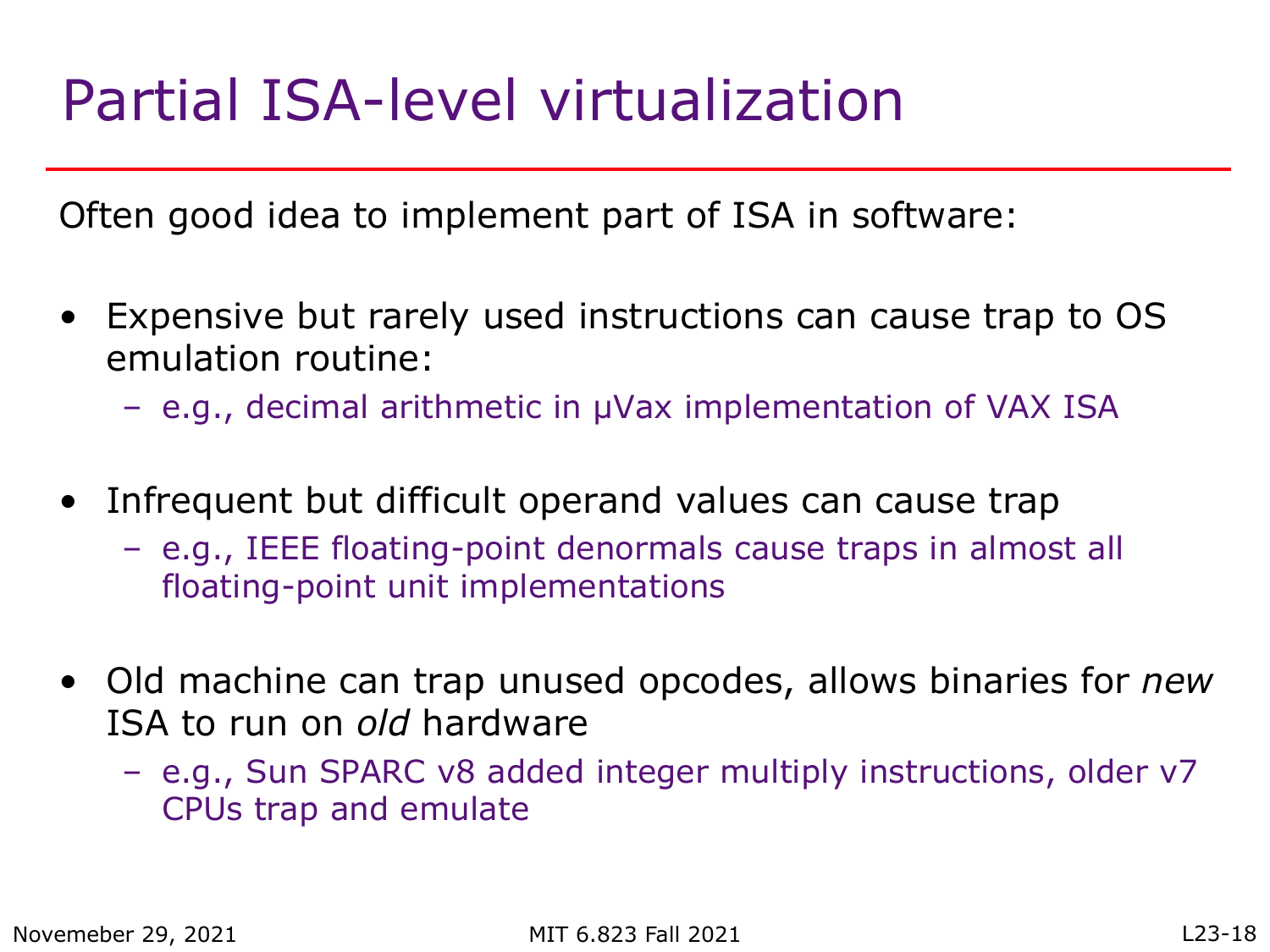# Partial ISA-level virtualization

Often good idea to implement part of ISA in software:

- Expensive but rarely used instructions can cause trap to OS emulation routine:
  - e.g., decimal arithmetic in μVax implementation of VAX ISA
- Infrequent but difficult operand values can cause trap
  - e.g., IEEE floating-point denormals cause traps in almost all floating-point unit implementations
- Old machine can trap unused opcodes, allows binaries for *new* ISA to run on *old* hardware
  - e.g., Sun SPARC v8 added integer multiply instructions, older v7 CPUs trap and emulate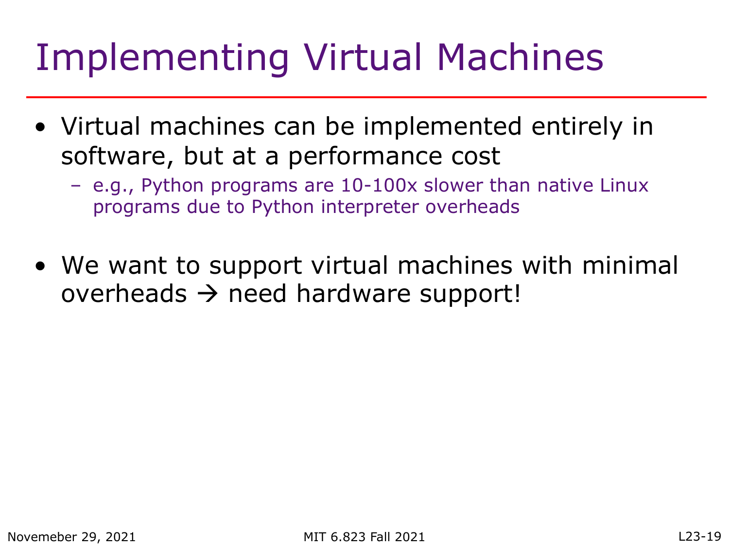# Implementing Virtual Machines

- Virtual machines can be implemented entirely in software, but at a performance cost
  - e.g., Python programs are 10-100x slower than native Linux programs due to Python interpreter overheads

- We want to support virtual machines with minimal overheads → need hardware support!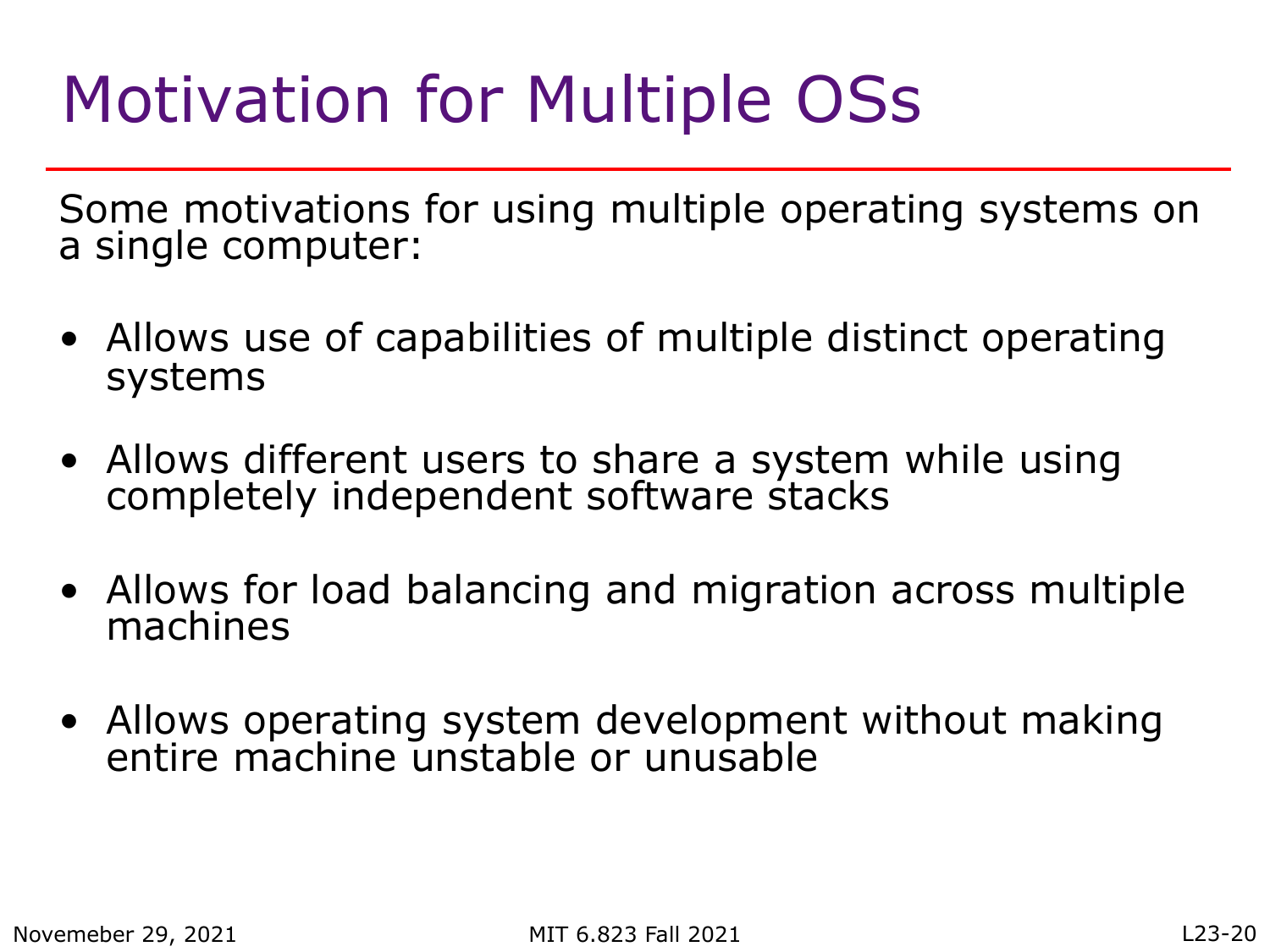# Motivation for Multiple OSs

Some motivations for using multiple operating systems on a single computer:

- Allows use of capabilities of multiple distinct operating systems
- Allows different users to share a system while using completely independent software stacks
- Allows for load balancing and migration across multiple machines
- Allows operating system development without making entire machine unstable or unusable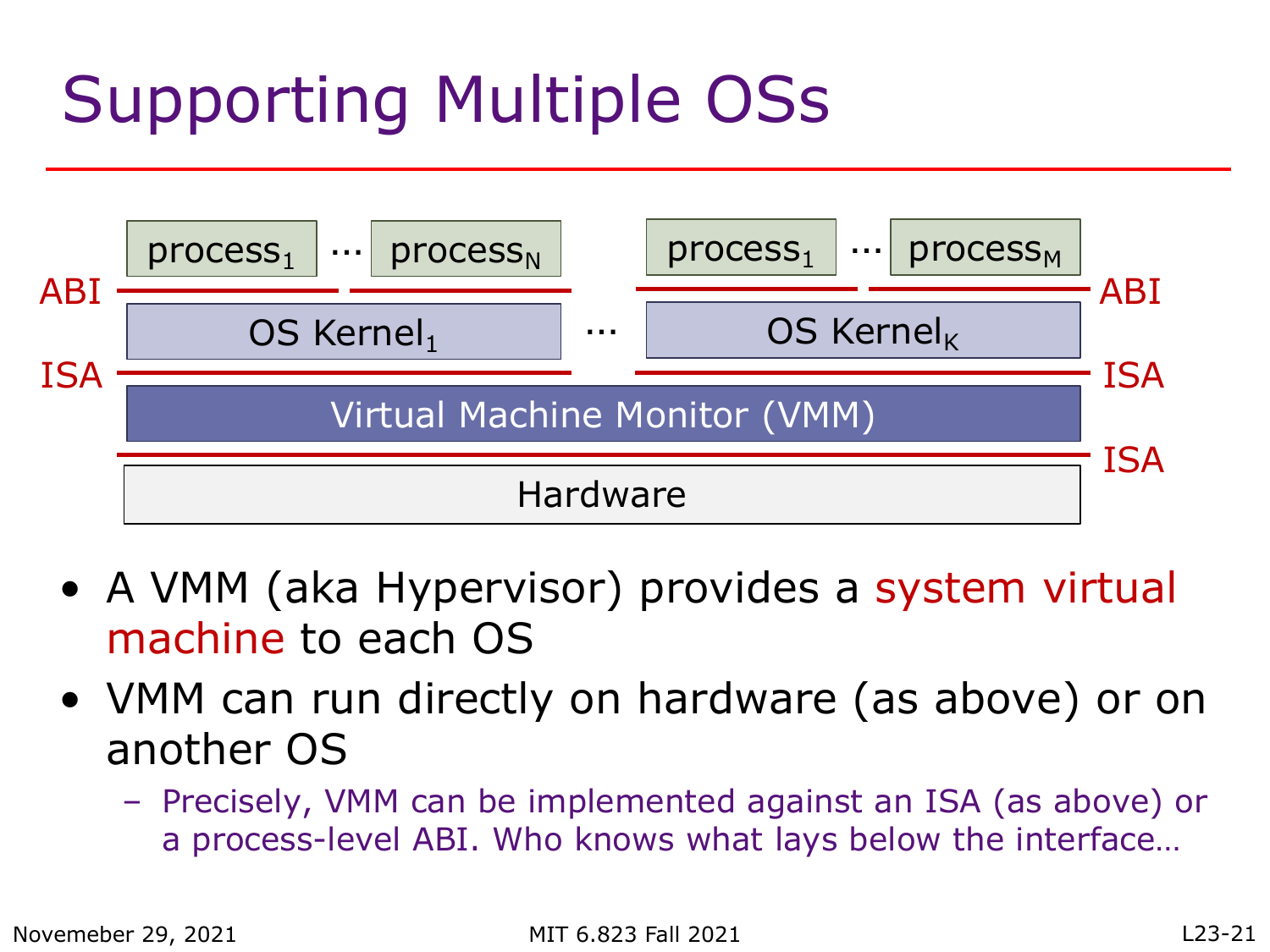# Supporting Multiple OSs

| | | | | |
|---|---|---|---|---|
| $\text{process}_1$ … $\text{process}_N$ | | … | | $\text{process}_1$ … $\text{process}_M$ |
| ABI | | | | ABI |
| $\text{OS Kernel}_1$ | | … | | $\text{OS Kernel}_K$ |
| ISA | | | | ISA |
| Virtual Machine Monitor (VMM) | | | | |
| ISA | | | | ISA |
| Hardware | | | | |

- A VMM (aka Hypervisor) provides a system virtual machine to each OS
- VMM can run directly on hardware (as above) or on another OS
  - Precisely, VMM can be implemented against an ISA (as above) or a process-level ABI. Who knows what lays below the interface…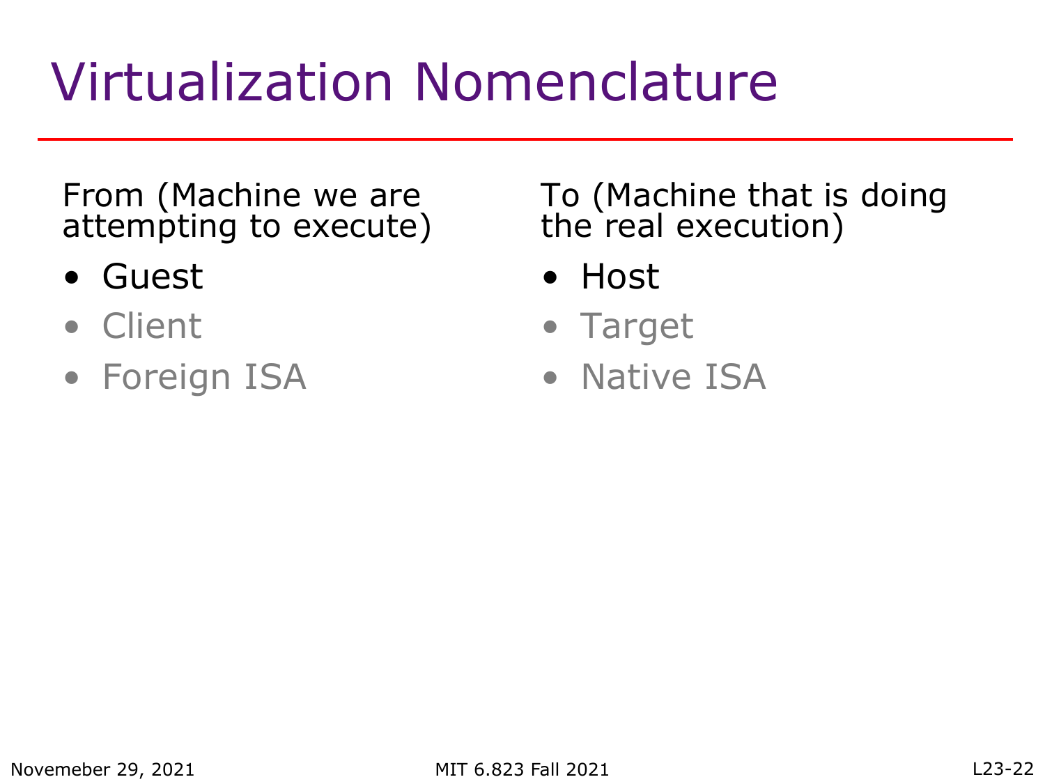# Virtualization Nomenclature

From (Machine we are attempting to execute)

- Guest
- Client
- Foreign ISA

To (Machine that is doing the real execution)

- Host
- Target
- Native ISA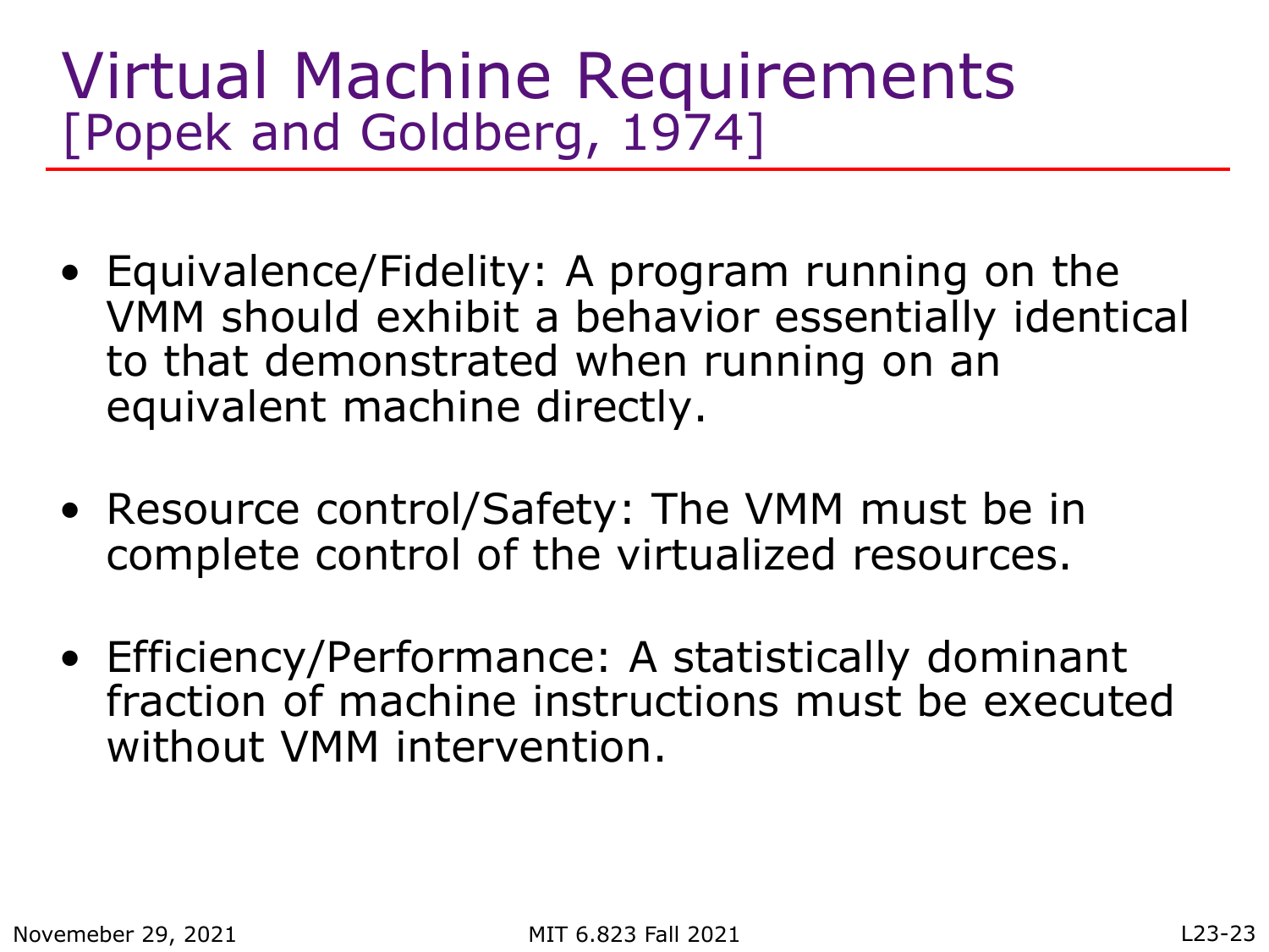# Virtual Machine Requirements
## [Popek and Goldberg, 1974]

- Equivalence/Fidelity: A program running on the VMM should exhibit a behavior essentially identical to that demonstrated when running on an equivalent machine directly.

- Resource control/Safety: The VMM must be in complete control of the virtualized resources.

- Efficiency/Performance: A statistically dominant fraction of machine instructions must be executed without VMM intervention.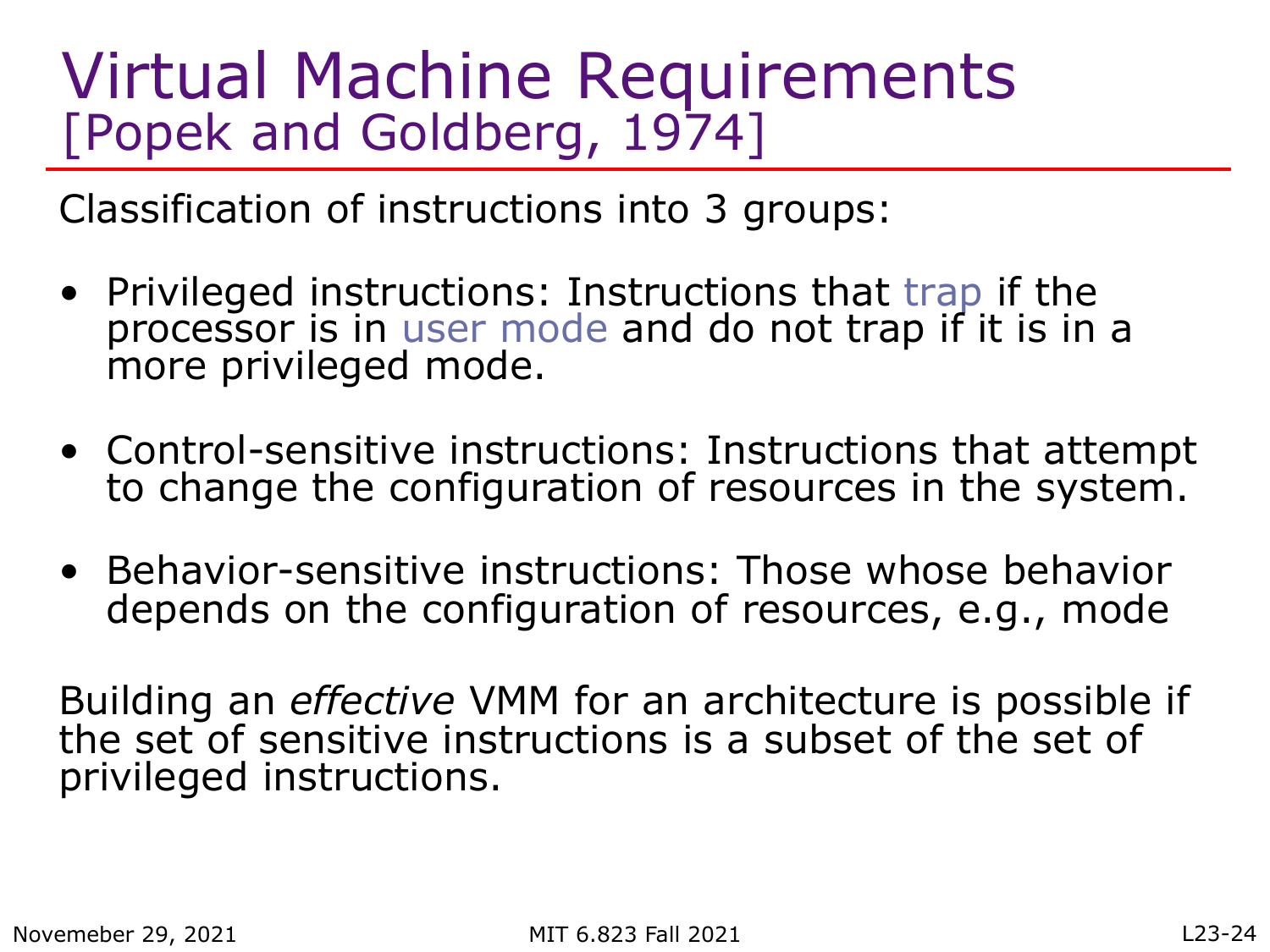# Virtual Machine Requirements
## [Popek and Goldberg, 1974]

Classification of instructions into 3 groups:

- Privileged instructions: Instructions that trap if the processor is in user mode and do not trap if it is in a more privileged mode.
- Control-sensitive instructions: Instructions that attempt to change the configuration of resources in the system.
- Behavior-sensitive instructions: Those whose behavior depends on the configuration of resources, e.g., mode

Building an *effective* VMM for an architecture is possible if the set of sensitive instructions is a subset of the set of privileged instructions.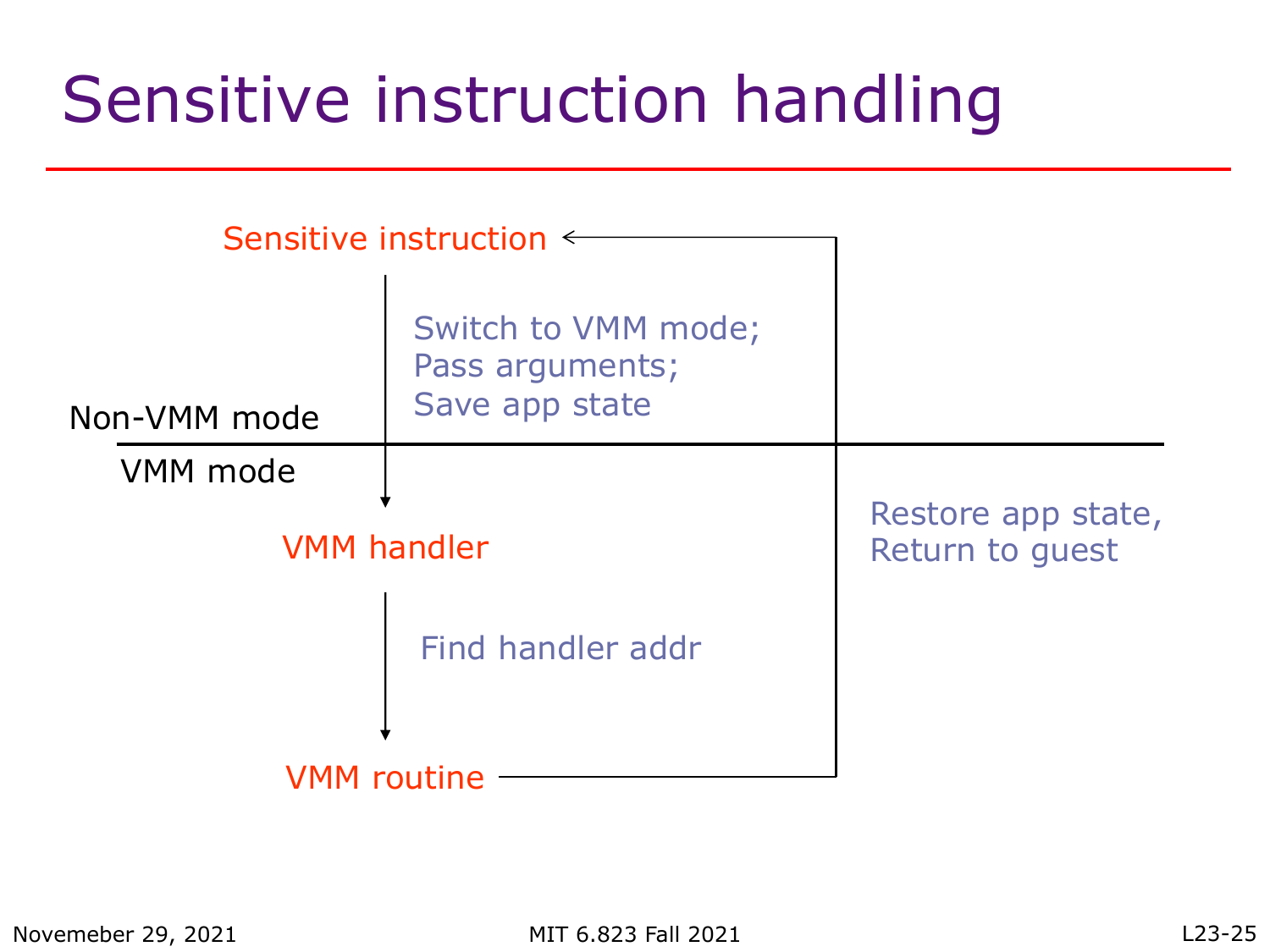# Sensitive instruction handling

Sensitive instruction

Switch to VMM mode;
Pass arguments;
Save app state

Non-VMM mode

VMM mode

VMM handler

Find handler addr

VMM routine

Restore app state,
Return to guest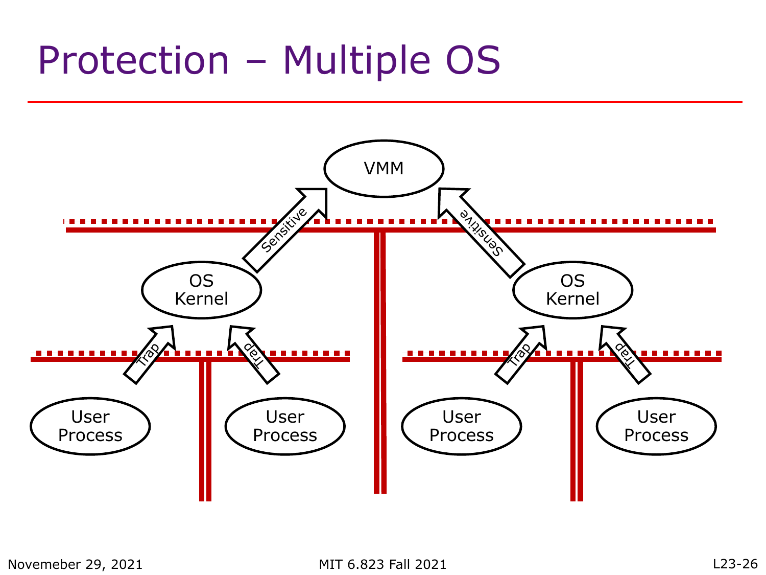# Protection – Multiple OS

VMM

Sensitive

Sensitive

OS Kernel

OS Kernel

Trap

Trap

Trap

Trap

User Process

User Process

User Process

User Process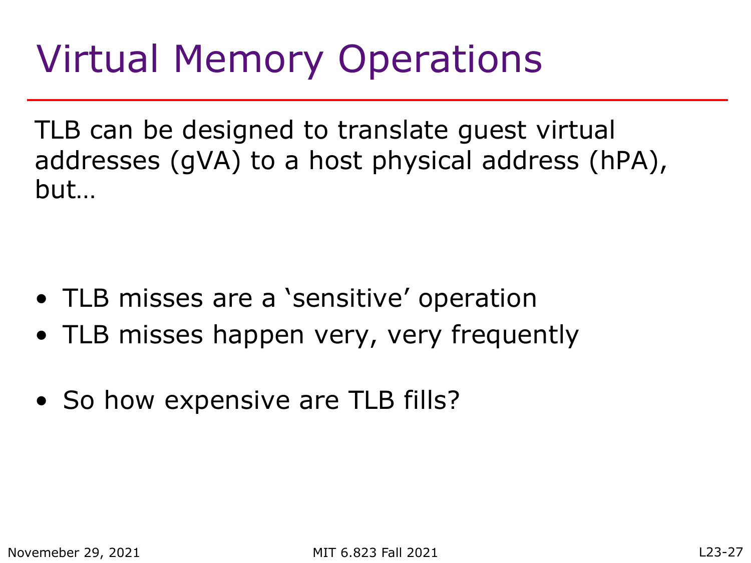# Virtual Memory Operations

TLB can be designed to translate guest virtual addresses (gVA) to a host physical address (hPA), but…

- TLB misses are a ‘sensitive’ operation
- TLB misses happen very, very frequently

- So how expensive are TLB fills?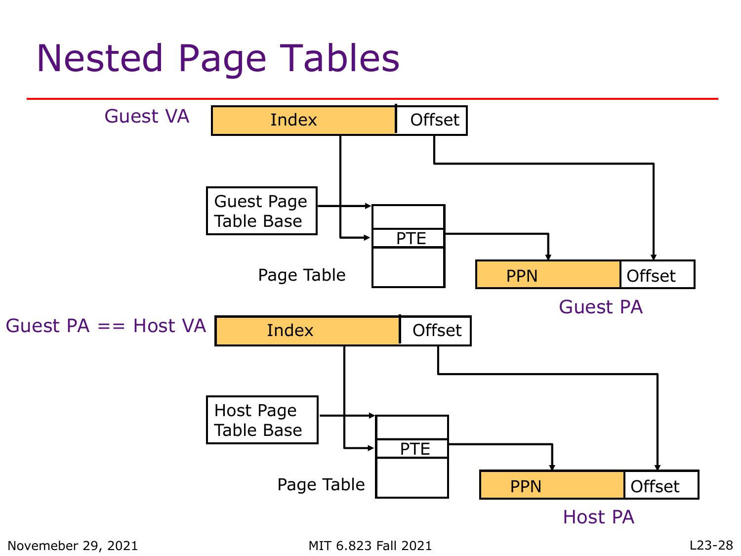# Nested Page Tables

Guest VA

Index | Offset

Guest Page Table Base

PTE

Page Table

PPN | Offset

Guest PA

Guest PA == Host VA

Index | Offset

Host Page Table Base

PTE

Page Table

PPN | Offset

Host PA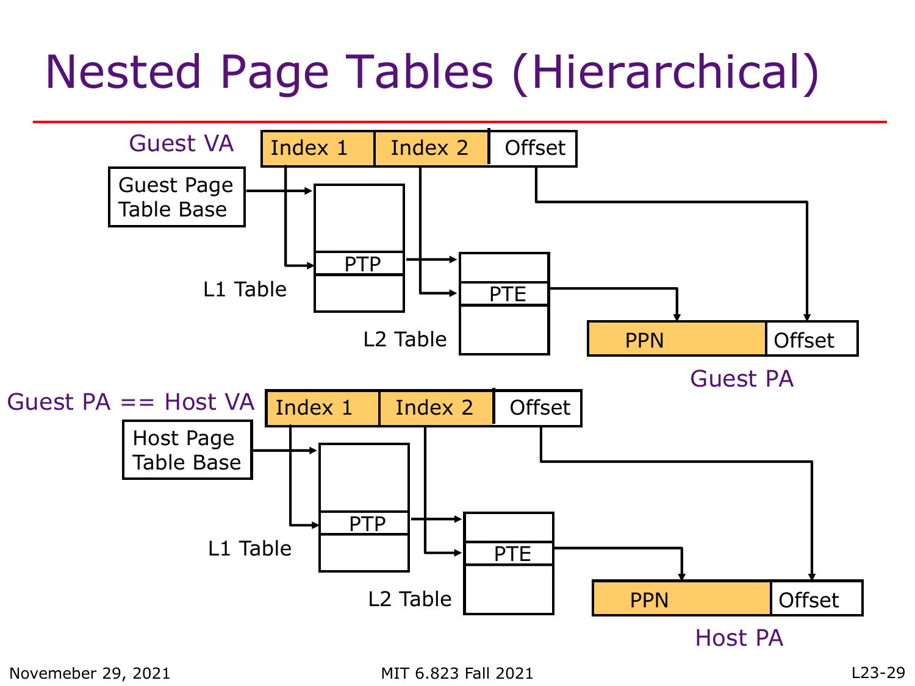# Nested Page Tables (Hierarchical)

Guest VA: Index 1 | Index 2 | Offset

Guest Page Table Base

L1 Table: PTP

L2 Table: PTE

Guest PA: PPN | Offset

Guest PA == Host VA: Index 1 | Index 2 | Offset

Host Page Table Base

L1 Table: PTP

L2 Table: PTE

Host PA: PPN | Offset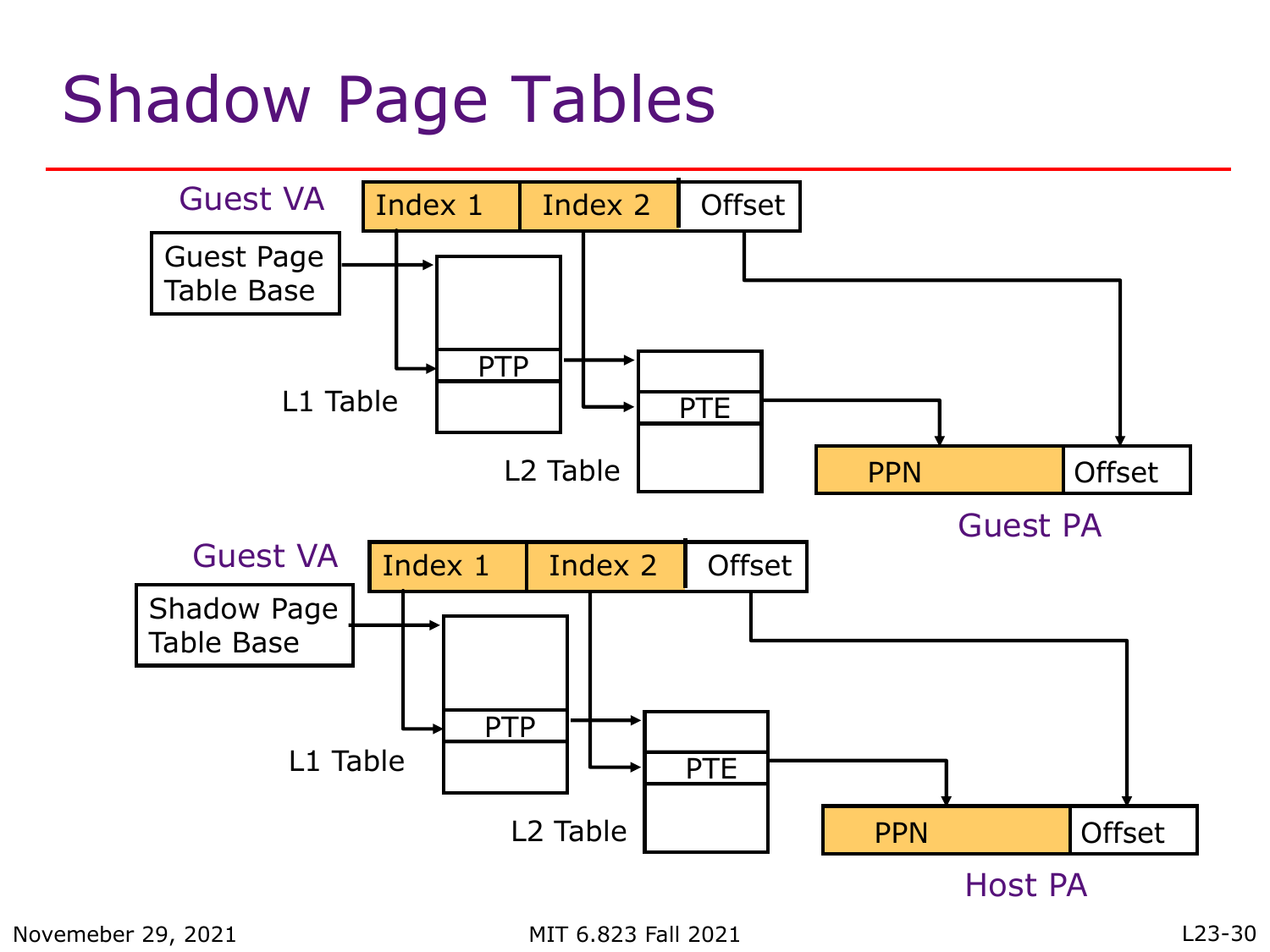# Shadow Page Tables

Guest VA: Index 1 | Index 2 | Offset

Guest Page Table Base

PTP

L1 Table

PTE

L2 Table

PPN | Offset

Guest PA

Guest VA: Index 1 | Index 2 | Offset

Shadow Page Table Base

PTP

L1 Table

PTE

L2 Table

PPN | Offset

Host PA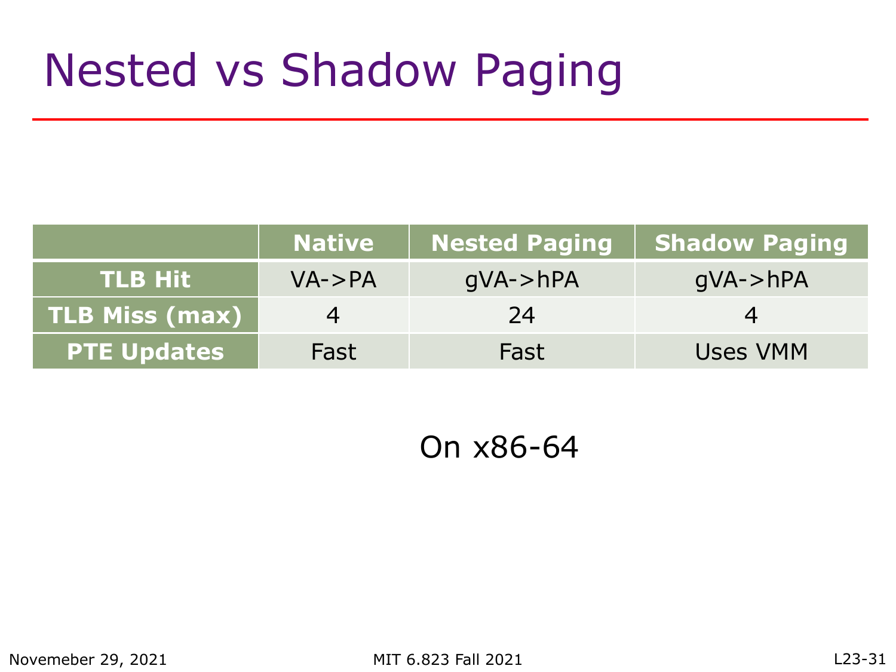# Nested vs Shadow Paging

| | Native | Nested Paging | Shadow Paging |
|---|---|---|---|
| **TLB Hit** | VA->PA | gVA->hPA | gVA->hPA |
| **TLB Miss (max)** | 4 | 24 | 4 |
| **PTE Updates** | Fast | Fast | Uses VMM |

On x86-64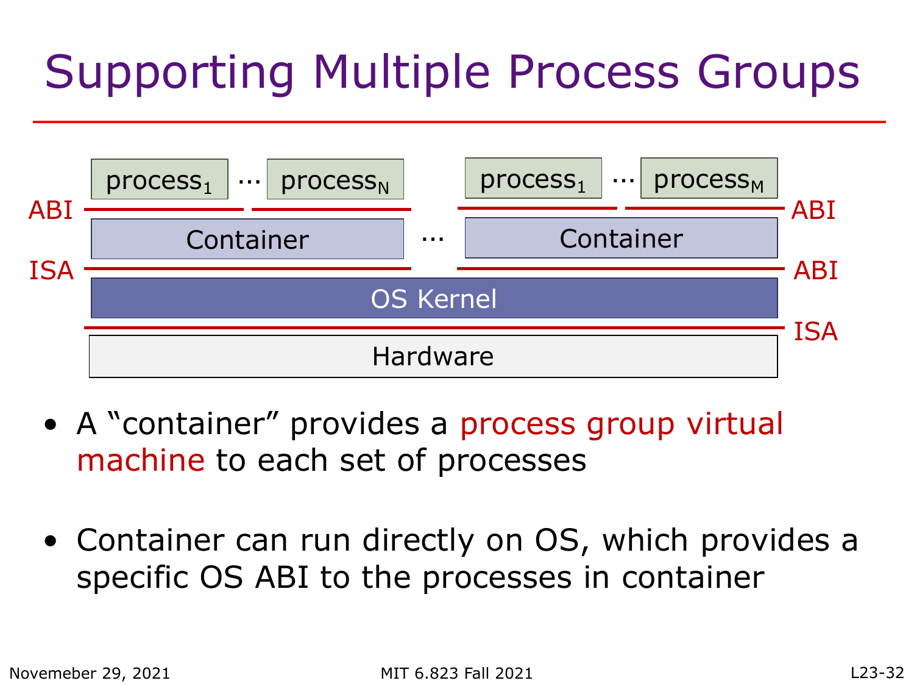# Supporting Multiple Process Groups

| | | | | | | |
|---|---|---|---|---|---|---|
| | $process_1$ ... $process_N$ | | ... | $process_1$ ... $process_M$ | | |
| ABI | | | | | | ABI |
| | Container | | ... | Container | | |
| ISA | | | | | | ABI |
| | OS Kernel | | | | | |
| | | | | | | ISA |
| | Hardware | | | | | |

- A "container" provides a process group virtual machine to each set of processes
- Container can run directly on OS, which provides a specific OS ABI to the processes in container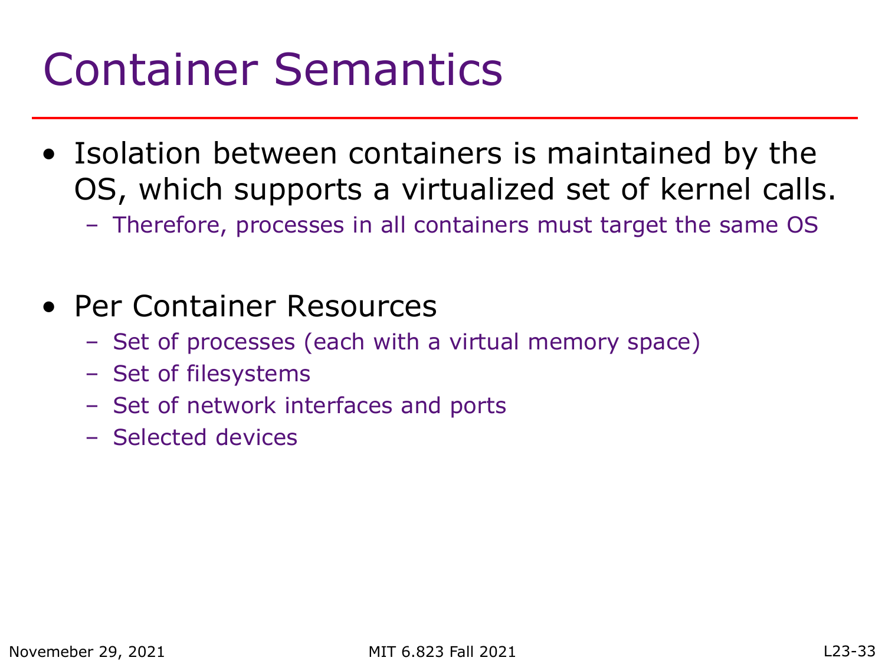# Container Semantics

- Isolation between containers is maintained by the OS, which supports a virtualized set of kernel calls.
  - Therefore, processes in all containers must target the same OS

- Per Container Resources
  - Set of processes (each with a virtual memory space)
  - Set of filesystems
  - Set of network interfaces and ports
  - Selected devices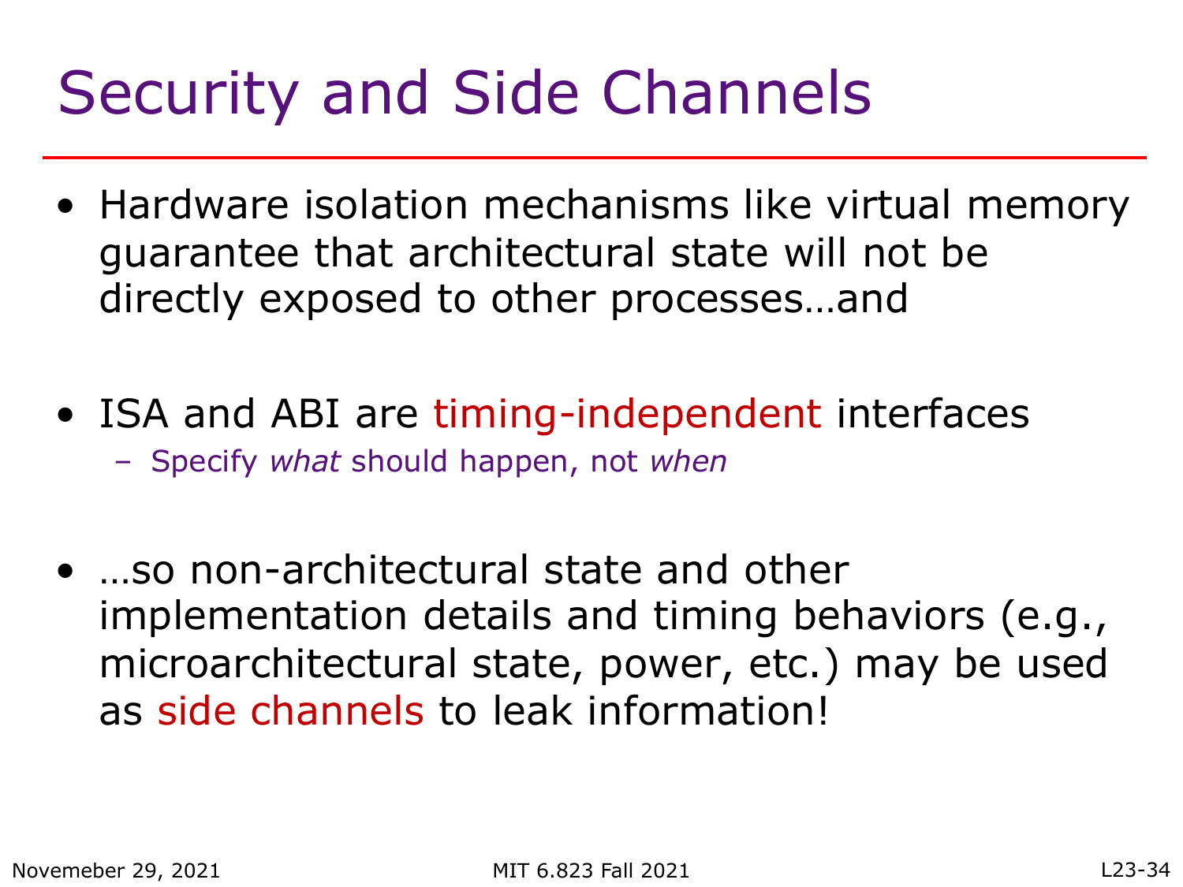# Security and Side Channels

- Hardware isolation mechanisms like virtual memory guarantee that architectural state will not be directly exposed to other processes…and

- ISA and ABI are timing-independent interfaces
  - Specify *what* should happen, not *when*

- …so non-architectural state and other implementation details and timing behaviors (e.g., microarchitectural state, power, etc.) may be used as side channels to leak information!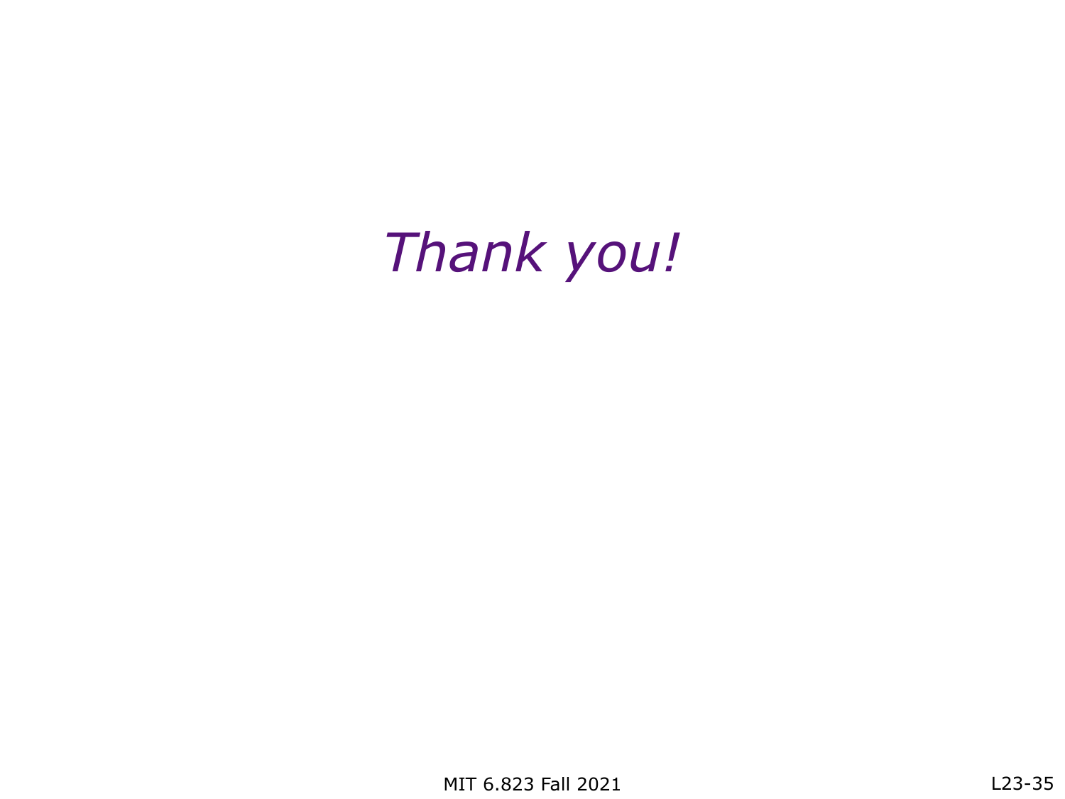*Thank you!*